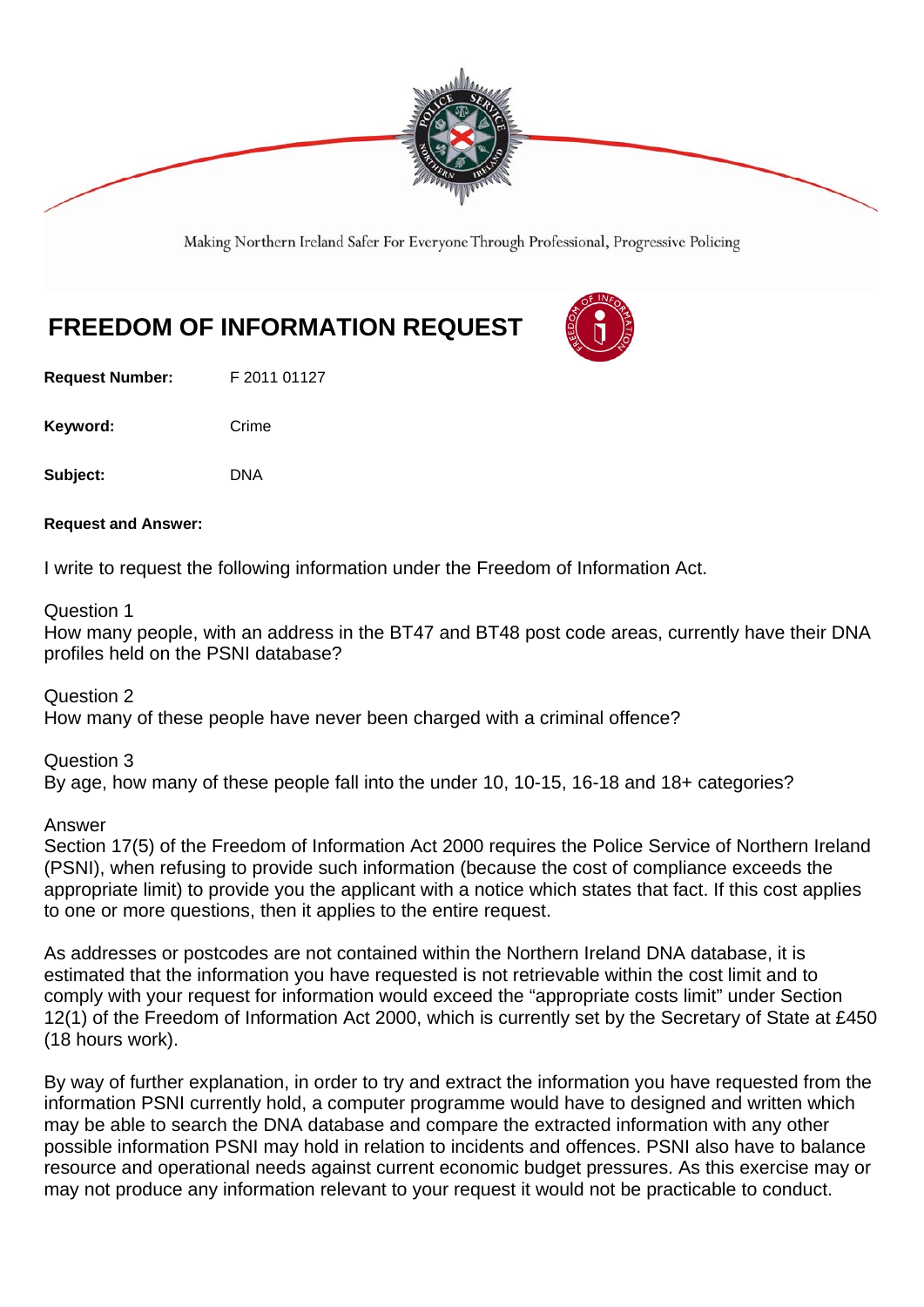Making Northern Ireland Safer For Everyone Through Professional, Progressive Policing

# FREEDOM OF INFORMATION REQUEST

**Request Number:** F 2011 01127

**Keyword:** Crime

**Subject:** DNA

**Request and Answer:**

I write to request the following information under the Freedom of Information Act.

Question 1
How many people, with an address in the BT47 and BT48 post code areas, currently have their DNA profiles held on the PSNI database?

Question 2
How many of these people have never been charged with a criminal offence?

Question 3
By age, how many of these people fall into the under 10, 10-15, 16-18 and 18+ categories?

Answer
Section 17(5) of the Freedom of Information Act 2000 requires the Police Service of Northern Ireland (PSNI), when refusing to provide such information (because the cost of compliance exceeds the appropriate limit) to provide you the applicant with a notice which states that fact. If this cost applies to one or more questions, then it applies to the entire request.

As addresses or postcodes are not contained within the Northern Ireland DNA database, it is estimated that the information you have requested is not retrievable within the cost limit and to comply with your request for information would exceed the "appropriate costs limit" under Section 12(1) of the Freedom of Information Act 2000, which is currently set by the Secretary of State at £450 (18 hours work).

By way of further explanation, in order to try and extract the information you have requested from the information PSNI currently hold, a computer programme would have to designed and written which may be able to search the DNA database and compare the extracted information with any other possible information PSNI may hold in relation to incidents and offences. PSNI also have to balance resource and operational needs against current economic budget pressures. As this exercise may or may not produce any information relevant to your request it would not be practicable to conduct.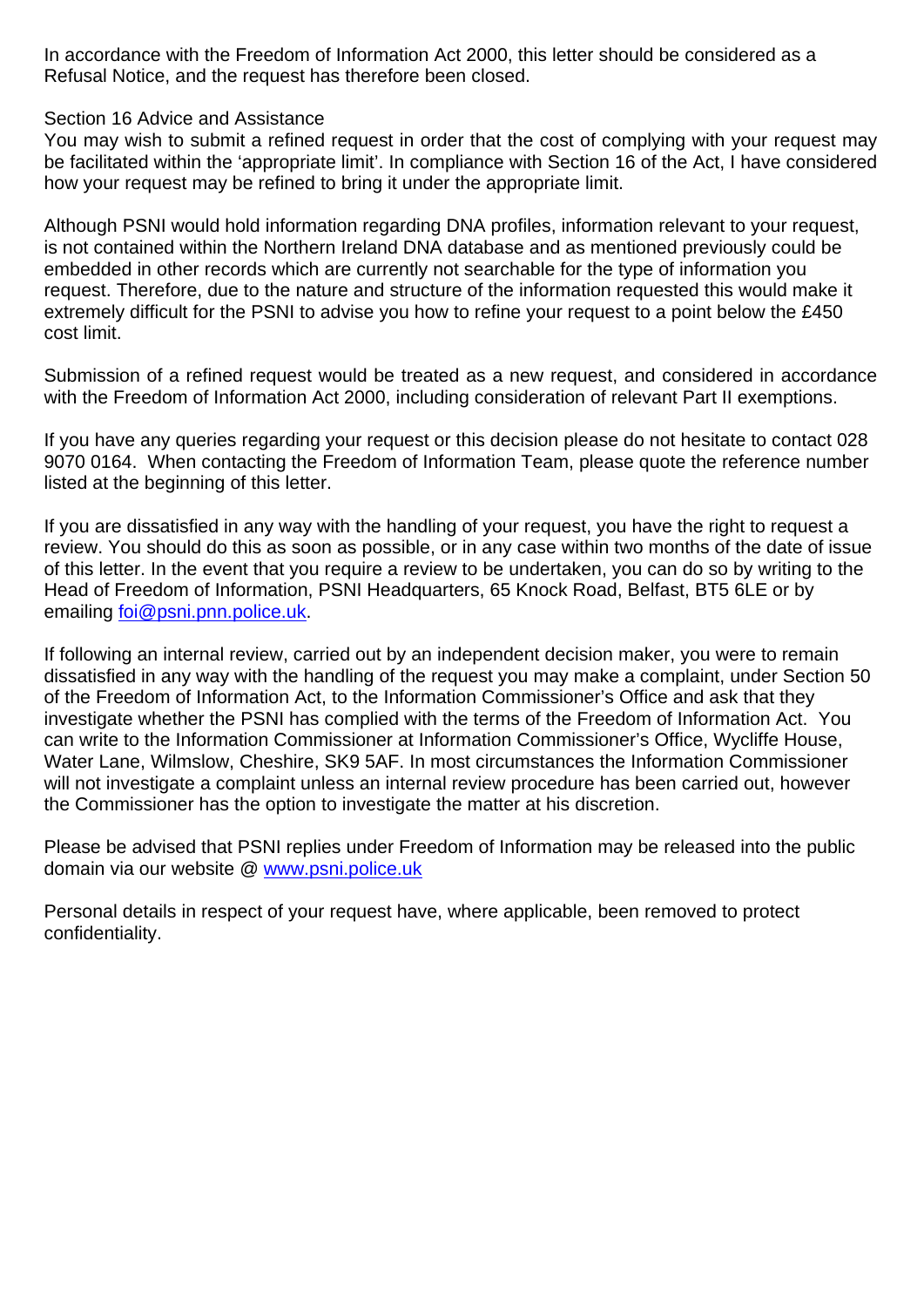In accordance with the Freedom of Information Act 2000, this letter should be considered as a Refusal Notice, and the request has therefore been closed.

Section 16 Advice and Assistance
You may wish to submit a refined request in order that the cost of complying with your request may be facilitated within the 'appropriate limit'. In compliance with Section 16 of the Act, I have considered how your request may be refined to bring it under the appropriate limit.

Although PSNI would hold information regarding DNA profiles, information relevant to your request, is not contained within the Northern Ireland DNA database and as mentioned previously could be embedded in other records which are currently not searchable for the type of information you request. Therefore, due to the nature and structure of the information requested this would make it extremely difficult for the PSNI to advise you how to refine your request to a point below the £450 cost limit.

Submission of a refined request would be treated as a new request, and considered in accordance with the Freedom of Information Act 2000, including consideration of relevant Part II exemptions.

If you have any queries regarding your request or this decision please do not hesitate to contact 028 9070 0164. When contacting the Freedom of Information Team, please quote the reference number listed at the beginning of this letter.

If you are dissatisfied in any way with the handling of your request, you have the right to request a review. You should do this as soon as possible, or in any case within two months of the date of issue of this letter. In the event that you require a review to be undertaken, you can do so by writing to the Head of Freedom of Information, PSNI Headquarters, 65 Knock Road, Belfast, BT5 6LE or by emailing [foi@psni.pnn.police.uk](mailto:foi@psni.pnn.police.uk).

If following an internal review, carried out by an independent decision maker, you were to remain dissatisfied in any way with the handling of the request you may make a complaint, under Section 50 of the Freedom of Information Act, to the Information Commissioner's Office and ask that they investigate whether the PSNI has complied with the terms of the Freedom of Information Act. You can write to the Information Commissioner at Information Commissioner's Office, Wycliffe House, Water Lane, Wilmslow, Cheshire, SK9 5AF. In most circumstances the Information Commissioner will not investigate a complaint unless an internal review procedure has been carried out, however the Commissioner has the option to investigate the matter at his discretion.

Please be advised that PSNI replies under Freedom of Information may be released into the public domain via our website @ [www.psni.police.uk](http://www.psni.police.uk)

Personal details in respect of your request have, where applicable, been removed to protect confidentiality.